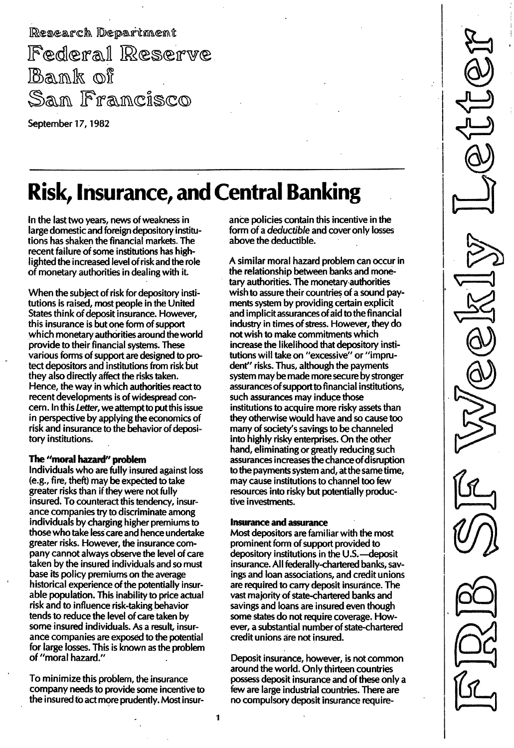Research Department
Federal Reserve Bank of San Francisco

September 17, 1982

# Risk, Insurance, and Central Banking

In the last two years, news of weakness in large domestic and foreign depository institutions has shaken the financial markets. The recent failure of some institutions has highlighted the increased level of risk and the role of monetary authorities in dealing with it.

When the subject of risk for depository institutions is raised, most people in the United States think of deposit insurance. However, this insurance is but one form of support which monetary authorities around the world provide to their financial systems. These various forms of support are designed to protect depositors and institutions from risk but they also directly affect the risks taken. Hence, the way in which authorities react to recent developments is of widespread concern. In this *Letter*, we attempt to put this issue in perspective by applying the economics of risk and insurance to the behavior of depository institutions.

## The "moral hazard" problem

Individuals who are fully insured against loss (e.g., fire, theft) may be expected to take greater risks than if they were not fully insured. To counteract this tendency, insurance companies try to discriminate among individuals by charging higher premiums to those who take less care and hence undertake greater risks. However, the insurance company cannot always observe the level of care taken by the insured individuals and so must base its policy premiums on the average historical experience of the potentially insurable population. This inability to price actual risk and to influence risk-taking behavior tends to reduce the level of care taken by some insured individuals. As a result, insurance companies are exposed to the potential for large losses. This is known as the problem of "moral hazard."

To minimize this problem, the insurance company needs to provide some incentive to the insured to act more prudently. Most insurance policies contain this incentive in the form of a *deductible* and cover only losses above the deductible.

A similar moral hazard problem can occur in the relationship between banks and monetary authorities. The monetary authorities wish to assure their countries of a sound payments system by providing certain explicit and implicit assurances of aid to the financial industry in times of stress. However, they do not wish to make commitments which increase the likelihood that depository institutions will take on "excessive" or "imprudent" risks. Thus, although the payments system may be made more secure by stronger assurances of support to financial institutions, such assurances may induce those institutions to acquire more risky assets than they otherwise would have and so cause too many of society's savings to be channeled into highly risky enterprises. On the other hand, eliminating or greatly reducing such assurances increases the chance of disruption to the payments system and, at the same time, may cause institutions to channel too few resources into risky but potentially productive investments.

## Insurance and assurance

Most depositors are familiar with the most prominent form of support provided to depository institutions in the U.S.—deposit insurance. All federally-chartered banks, savings and loan associations, and credit unions are required to carry deposit insurance. The vast majority of state-chartered banks and savings and loans are insured even though some states do not require coverage. However, a substantial number of state-chartered credit unions are not insured.

Deposit insurance, however, is not common around the world. Only thirteen countries possess deposit insurance and of these only a few are large industrial countries. There are no compulsory deposit insurance require-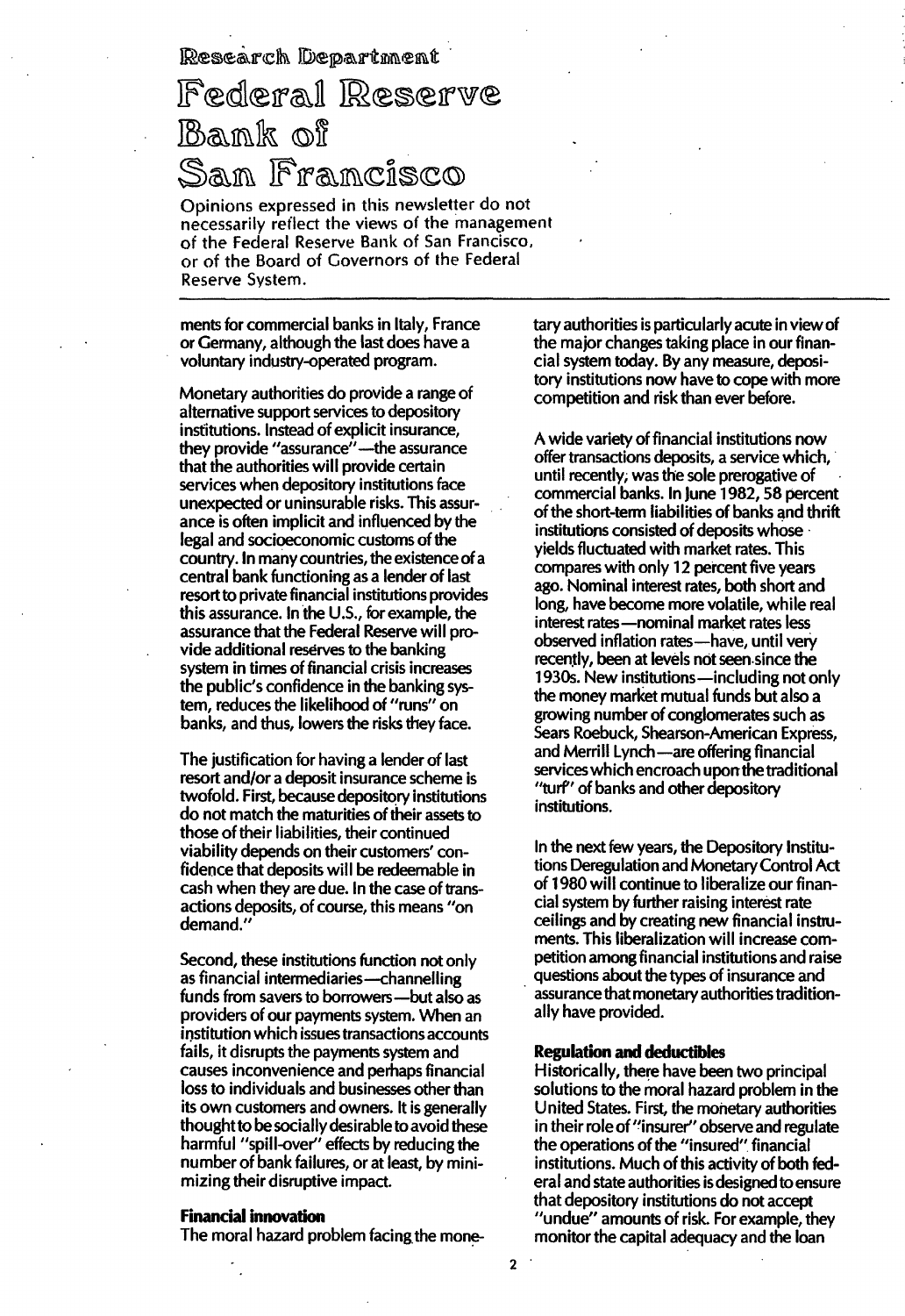Research Department

# Federal Reserve Bank of San Francisco

Opinions expressed in this newsletter do not necessarily reflect the views of the management of the Federal Reserve Bank of San Francisco, or of the Board of Governors of the Federal Reserve System.

ments for commercial banks in Italy, France or Germany, although the last does have a voluntary industry-operated program.

Monetary authorities do provide a range of alternative support services to depository institutions. Instead of explicit insurance, they provide "assurance"—the assurance that the authorities will provide certain services when depository institutions face unexpected or uninsurable risks. This assurance is often implicit and influenced by the legal and socioeconomic customs of the country. In many countries, the existence of a central bank functioning as a lender of last resort to private financial institutions provides this assurance. In the U.S., for example, the assurance that the Federal Reserve will provide additional reserves to the banking system in times of financial crisis increases the public's confidence in the banking system, reduces the likelihood of "runs" on banks, and thus, lowers the risks they face.

The justification for having a lender of last resort and/or a deposit insurance scheme is twofold. First, because depository institutions do not match the maturities of their assets to those of their liabilities, their continued viability depends on their customers' confidence that deposits will be redeemable in cash when they are due. In the case of transactions deposits, of course, this means "on demand."

Second, these institutions function not only as financial intermediaries—channelling funds from savers to borrowers—but also as providers of our payments system. When an institution which issues transactions accounts fails, it disrupts the payments system and causes inconvenience and perhaps financial loss to individuals and businesses other than its own customers and owners. It is generally thought to be socially desirable to avoid these harmful "spill-over" effects by reducing the number of bank failures, or at least, by minimizing their disruptive impact.

**Financial innovation**

The moral hazard problem facing the monetary authorities is particularly acute in view of the major changes taking place in our financial system today. By any measure, depository institutions now have to cope with more competition and risk than ever before.

A wide variety of financial institutions now offer transactions deposits, a service which, until recently, was the sole prerogative of commercial banks. In June 1982, 58 percent of the short-term liabilities of banks and thrift institutions consisted of deposits whose yields fluctuated with market rates. This compares with only 12 percent five years ago. Nominal interest rates, both short and long, have become more volatile, while real interest rates—nominal market rates less observed inflation rates—have, until very recently, been at levels not seen since the 1930s. New institutions—including not only the money market mutual funds but also a growing number of conglomerates such as Sears Roebuck, Shearson-American Express, and Merrill Lynch—are offering financial services which encroach upon the traditional "turf" of banks and other depository institutions.

In the next few years, the Depository Institutions Deregulation and Monetary Control Act of 1980 will continue to liberalize our financial system by further raising interest rate ceilings and by creating new financial instruments. This liberalization will increase competition among financial institutions and raise questions about the types of insurance and assurance that monetary authorities traditionally have provided.

**Regulation and deductibles**

Historically, there have been two principal solutions to the moral hazard problem in the United States. First, the monetary authorities in their role of "insurer" observe and regulate the operations of the "insured" financial institutions. Much of this activity of both federal and state authorities is designed to ensure that depository institutions do not accept "undue" amounts of risk. For example, they monitor the capital adequacy and the loan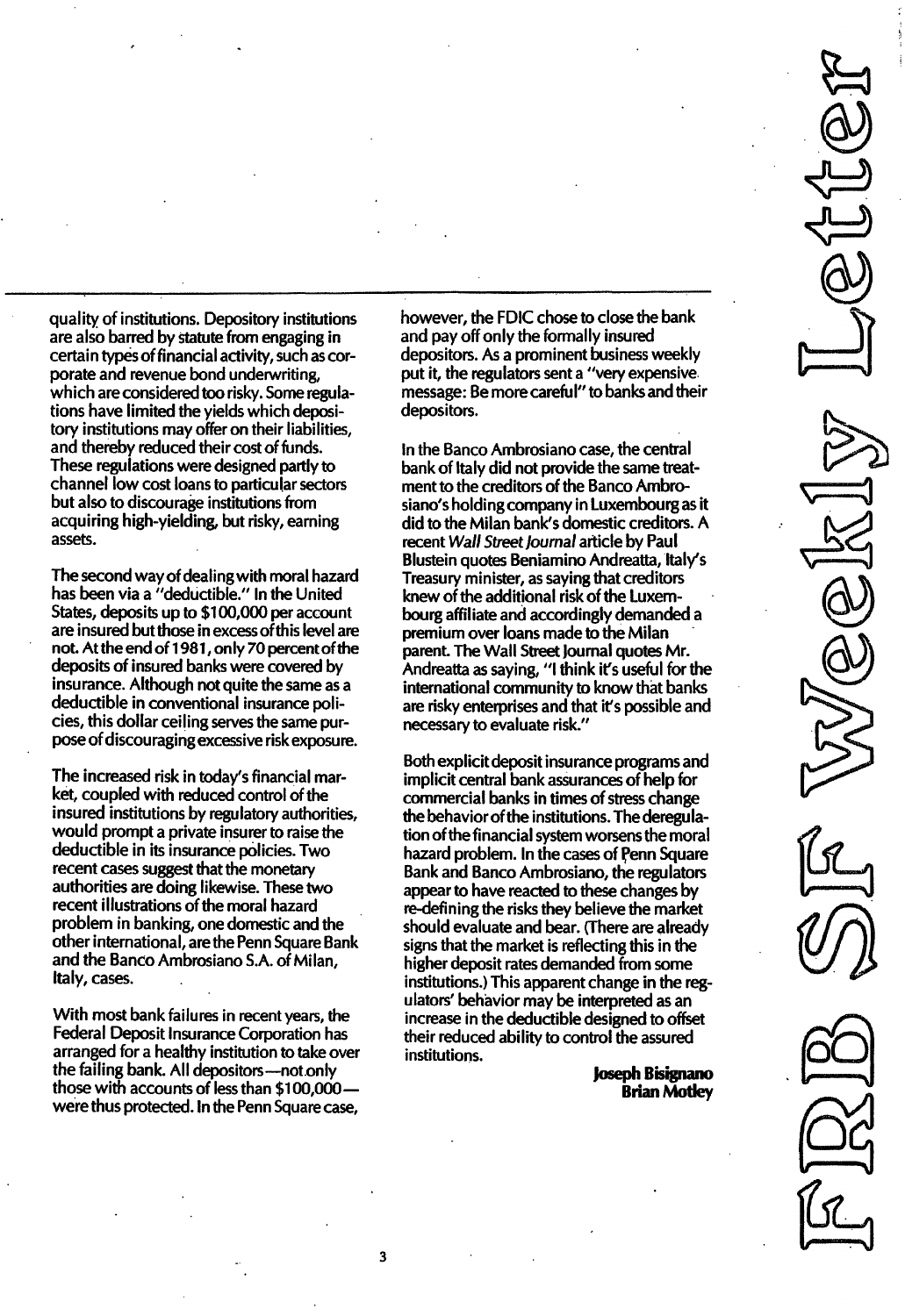quality of institutions. Depository institutions are also barred by statute from engaging in certain types of financial activity, such as corporate and revenue bond underwriting, which are considered too risky. Some regulations have limited the yields which depository institutions may offer on their liabilities, and thereby reduced their cost of funds. These regulations were designed partly to channel low cost loans to particular sectors but also to discourage institutions from acquiring high-yielding, but risky, earning assets.

The second way of dealing with moral hazard has been via a "deductible." In the United States, deposits up to $100,000 per account are insured but those in excess of this level are not. At the end of 1981, only 70 percent of the deposits of insured banks were covered by insurance. Although not quite the same as a deductible in conventional insurance policies, this dollar ceiling serves the same purpose of discouraging excessive risk exposure.

The increased risk in today's financial market, coupled with reduced control of the insured institutions by regulatory authorities, would prompt a private insurer to raise the deductible in its insurance policies. Two recent cases suggest that the monetary authorities are doing likewise. These two recent illustrations of the moral hazard problem in banking, one domestic and the other international, are the Penn Square Bank and the Banco Ambrosiano S.A. of Milan, Italy, cases.

With most bank failures in recent years, the Federal Deposit Insurance Corporation has arranged for a healthy institution to take over the failing bank. All depositors—not only those with accounts of less than $100,000—were thus protected. In the Penn Square case, however, the FDIC chose to close the bank and pay off only the formally insured depositors. As a prominent business weekly put it, the regulators sent a "very expensive message: Be more careful" to banks and their depositors.

In the Banco Ambrosiano case, the central bank of Italy did not provide the same treatment to the creditors of the Banco Ambrosiano's holding company in Luxembourg as it did to the Milan bank's domestic creditors. A recent *Wall Street Journal* article by Paul Blustein quotes Beniamino Andreatta, Italy's Treasury minister, as saying that creditors knew of the additional risk of the Luxembourg affiliate and accordingly demanded a premium over loans made to the Milan parent. The Wall Street Journal quotes Mr. Andreatta as saying, "I think it's useful for the international community to know that banks are risky enterprises and that it's possible and necessary to evaluate risk."

Both explicit deposit insurance programs and implicit central bank assurances of help for commercial banks in times of stress change the behavior of the institutions. The deregulation of the financial system worsens the moral hazard problem. In the cases of Penn Square Bank and Banco Ambrosiano, the regulators appear to have reacted to these changes by re-defining the risks they believe the market should evaluate and bear. (There are already signs that the market is reflecting this in the higher deposit rates demanded from some institutions.) This apparent change in the regulators' behavior may be interpreted as an increase in the deductible designed to offset their reduced ability to control the assured institutions.

**Joseph Bisignano**
**Brian Motley**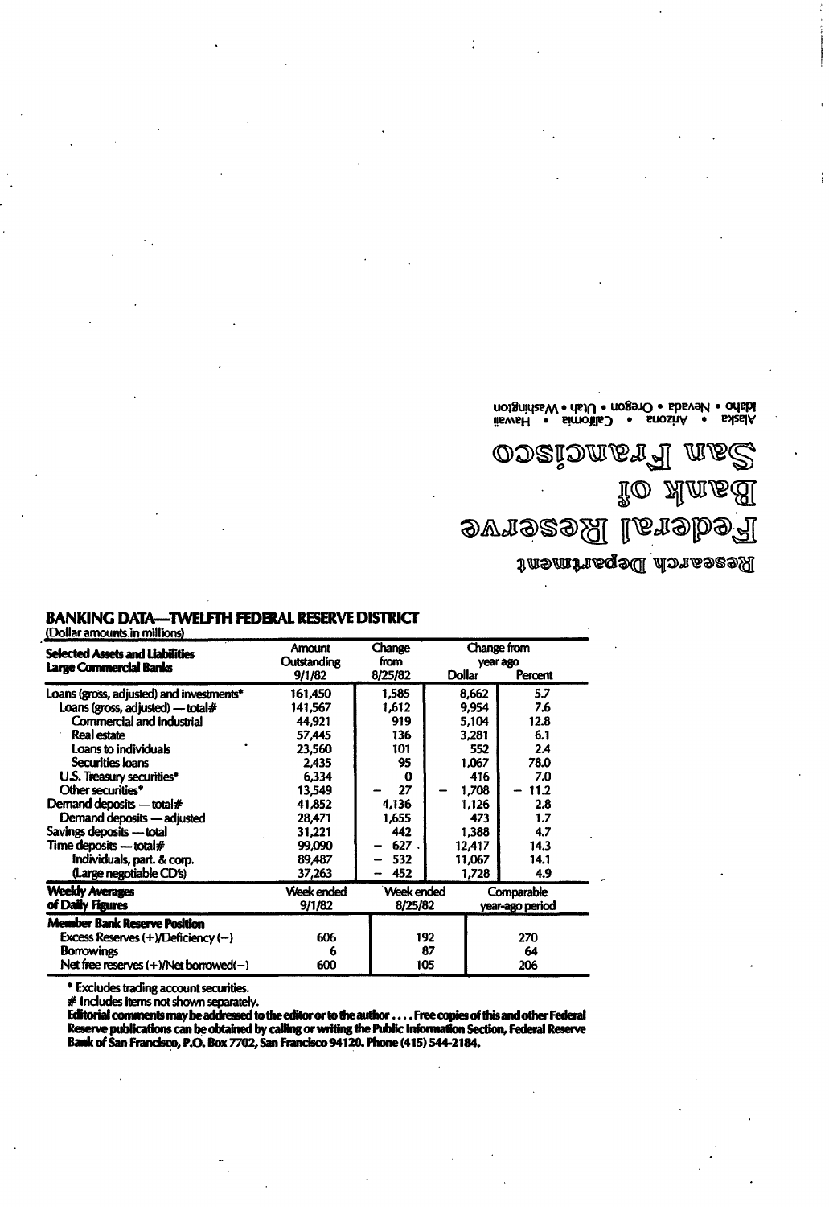Research Department

Federal Reserve

Bank of

San Francisco

Alaska • Arizona • California • Hawaii
Idaho • Nevada • Oregon • Utah • Washington

## BANKING DATA—TWELFTH FEDERAL RESERVE DISTRICT

(Dollar amounts in millions)

| Selected Assets and Liabilities Large Commercial Banks | Amount Outstanding 9/1/82 | Change from 8/25/82 | Change from year ago Dollar | Percent |
|---|---|---|---|---|
| Loans (gross, adjusted) and investments* | 161,450 | 1,585 | 8,662 | 5.7 |
| Loans (gross, adjusted) — total# | 141,567 | 1,612 | 9,954 | 7.6 |
| Commercial and industrial | 44,921 | 919 | 5,104 | 12.8 |
| Real estate | 57,445 | 136 | 3,281 | 6.1 |
| Loans to individuals | 23,560 | 101 | 552 | 2.4 |
| Securities loans | 2,435 | 95 | 1,067 | 78.0 |
| U.S. Treasury securities* | 6,334 | 0 | 416 | 7.0 |
| Other securities* | 13,549 | – 27 | – 1,708 | – 11.2 |
| Demand deposits — total# | 41,852 | 4,136 | 1,126 | 2.8 |
| Demand deposits — adjusted | 28,471 | 1,655 | 473 | 1.7 |
| Savings deposits — total | 31,221 | 442 | 1,388 | 4.7 |
| Time deposits — total# | 99,090 | – 627 | 12,417 | 14.3 |
| Individuals, part. & corp. | 89,487 | – 532 | 11,067 | 14.1 |
| (Large negotiable CD's) | 37,263 | – 452 | 1,728 | 4.9 |

| Weekly Averages of Daily Figures | Week ended 9/1/82 | Week ended 8/25/82 | Comparable year-ago period |
|---|---|---|---|
| **Member Bank Reserve Position** | | | |
| Excess Reserves (+)/Deficiency (–) | 606 | 192 | 270 |
| Borrowings | 6 | 87 | 64 |
| Net free reserves (+)/Net borrowed(–) | 600 | 105 | 206 |

\* Excludes trading account securities.
\# Includes items not shown separately.

**Editorial comments may be addressed to the editor or to the author . . . . Free copies of this and other Federal Reserve publications can be obtained by calling or writing the Public Information Section, Federal Reserve Bank of San Francisco, P.O. Box 7702, San Francisco 94120. Phone (415) 544-2184.**